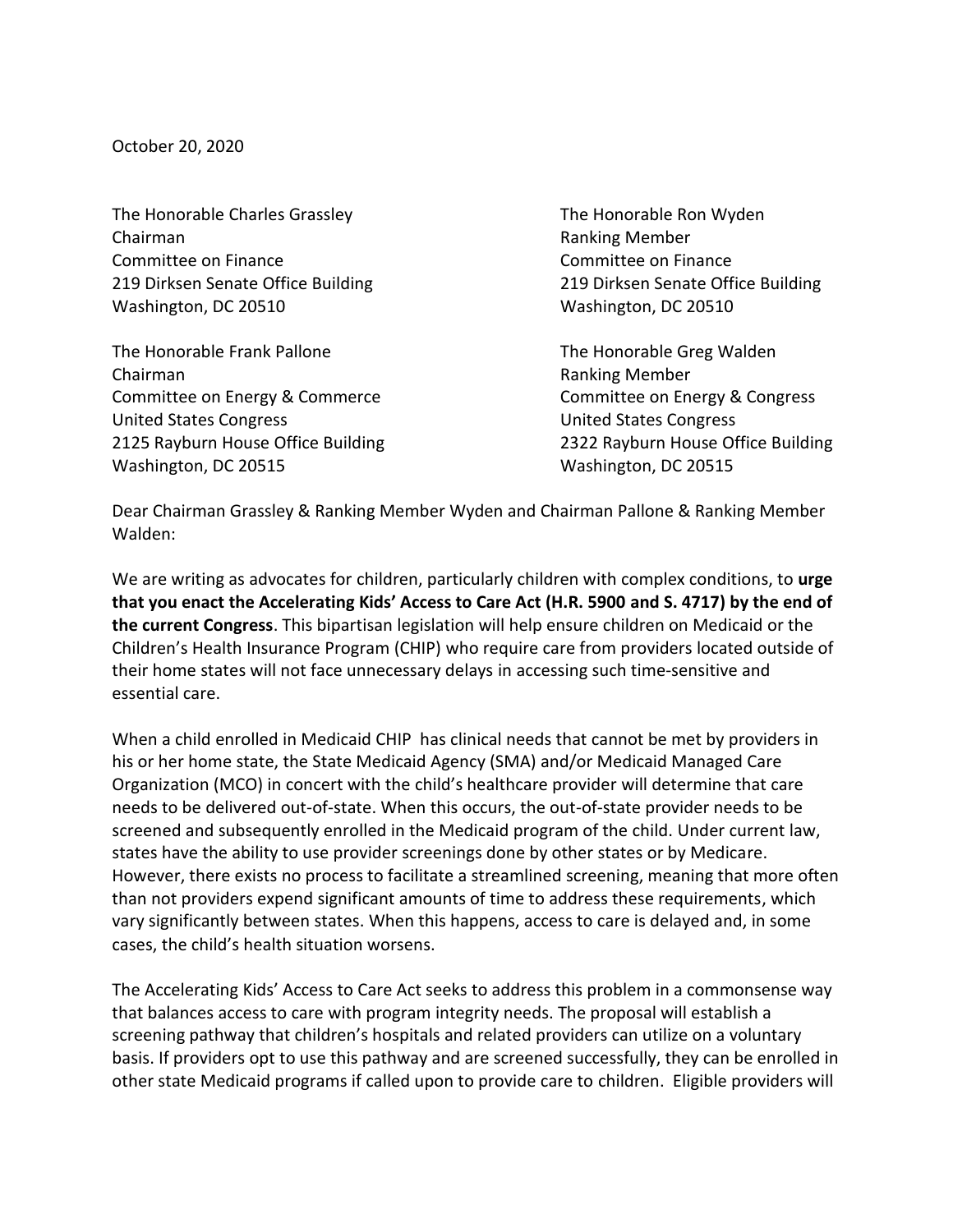October 20, 2020

The Honorable Charles Grassley
Chairman
Committee on Finance
219 Dirksen Senate Office Building
Washington, DC 20510

The Honorable Ron Wyden
Ranking Member
Committee on Finance
219 Dirksen Senate Office Building
Washington, DC 20510

The Honorable Frank Pallone
Chairman
Committee on Energy & Commerce
United States Congress
2125 Rayburn House Office Building
Washington, DC 20515

The Honorable Greg Walden
Ranking Member
Committee on Energy & Congress
United States Congress
2322 Rayburn House Office Building
Washington, DC 20515

Dear Chairman Grassley & Ranking Member Wyden and Chairman Pallone & Ranking Member Walden:

We are writing as advocates for children, particularly children with complex conditions, to **urge that you enact the Accelerating Kids' Access to Care Act (H.R. 5900 and S. 4717) by the end of the current Congress**. This bipartisan legislation will help ensure children on Medicaid or the Children's Health Insurance Program (CHIP) who require care from providers located outside of their home states will not face unnecessary delays in accessing such time-sensitive and essential care.

When a child enrolled in Medicaid CHIP has clinical needs that cannot be met by providers in his or her home state, the State Medicaid Agency (SMA) and/or Medicaid Managed Care Organization (MCO) in concert with the child's healthcare provider will determine that care needs to be delivered out-of-state. When this occurs, the out-of-state provider needs to be screened and subsequently enrolled in the Medicaid program of the child. Under current law, states have the ability to use provider screenings done by other states or by Medicare. However, there exists no process to facilitate a streamlined screening, meaning that more often than not providers expend significant amounts of time to address these requirements, which vary significantly between states. When this happens, access to care is delayed and, in some cases, the child's health situation worsens.

The Accelerating Kids' Access to Care Act seeks to address this problem in a commonsense way that balances access to care with program integrity needs. The proposal will establish a screening pathway that children's hospitals and related providers can utilize on a voluntary basis. If providers opt to use this pathway and are screened successfully, they can be enrolled in other state Medicaid programs if called upon to provide care to children. Eligible providers will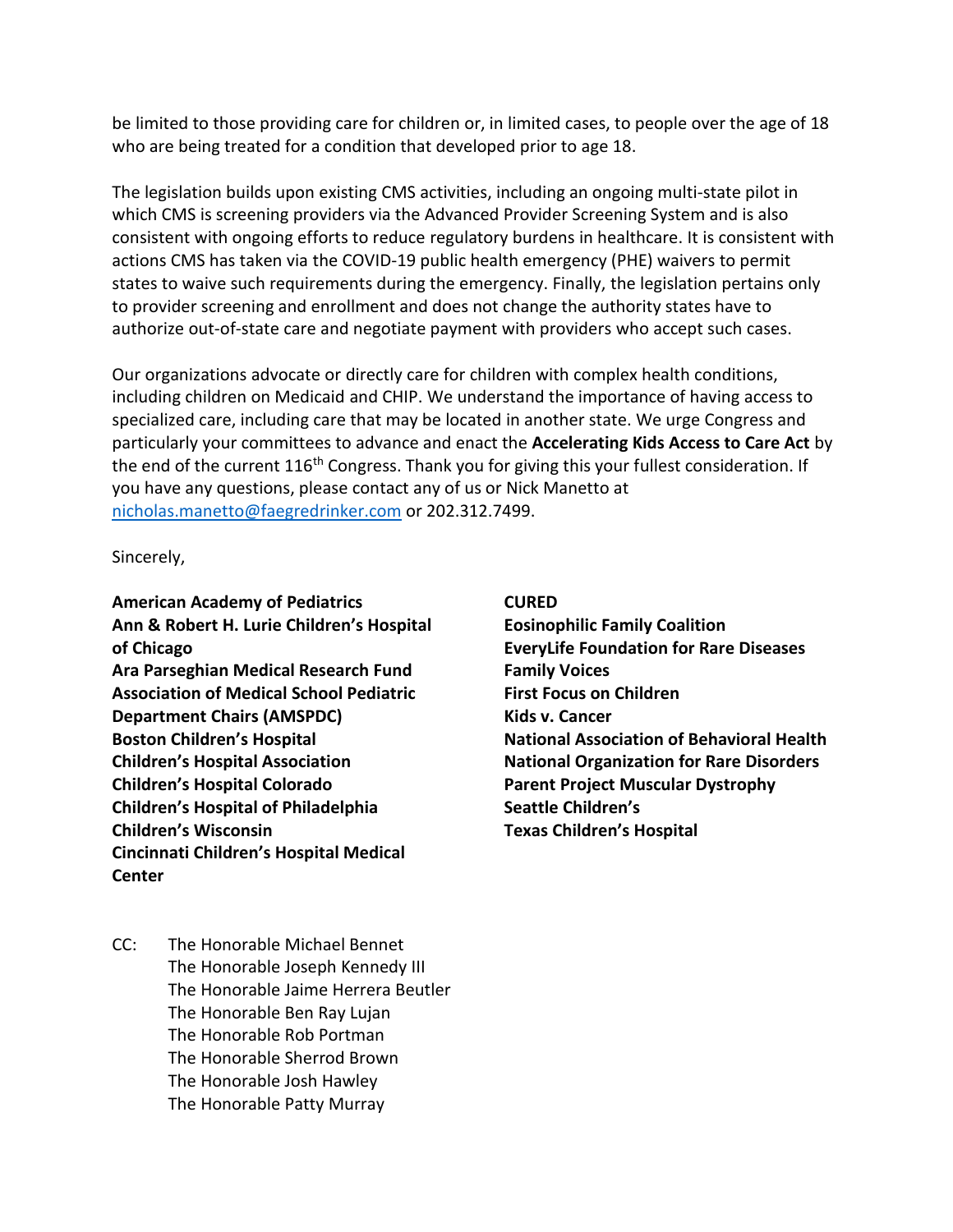be limited to those providing care for children or, in limited cases, to people over the age of 18 who are being treated for a condition that developed prior to age 18.

The legislation builds upon existing CMS activities, including an ongoing multi-state pilot in which CMS is screening providers via the Advanced Provider Screening System and is also consistent with ongoing efforts to reduce regulatory burdens in healthcare. It is consistent with actions CMS has taken via the COVID-19 public health emergency (PHE) waivers to permit states to waive such requirements during the emergency. Finally, the legislation pertains only to provider screening and enrollment and does not change the authority states have to authorize out-of-state care and negotiate payment with providers who accept such cases.

Our organizations advocate or directly care for children with complex health conditions, including children on Medicaid and CHIP. We understand the importance of having access to specialized care, including care that may be located in another state. We urge Congress and particularly your committees to advance and enact the **Accelerating Kids Access to Care Act** by the end of the current 116th Congress. Thank you for giving this your fullest consideration. If you have any questions, please contact any of us or Nick Manetto at nicholas.manetto@faegredrinker.com or 202.312.7499.

Sincerely,

**American Academy of Pediatrics**
**Ann & Robert H. Lurie Children's Hospital of Chicago**
**Ara Parseghian Medical Research Fund**
**Association of Medical School Pediatric Department Chairs (AMSPDC)**
**Boston Children's Hospital**
**Children's Hospital Association**
**Children's Hospital Colorado**
**Children's Hospital of Philadelphia**
**Children's Wisconsin**
**Cincinnati Children's Hospital Medical Center**
**CURED**
**Eosinophilic Family Coalition**
**EveryLife Foundation for Rare Diseases**
**Family Voices**
**First Focus on Children**
**Kids v. Cancer**
**National Association of Behavioral Health**
**National Organization for Rare Disorders**
**Parent Project Muscular Dystrophy**
**Seattle Children's**
**Texas Children's Hospital**

CC: The Honorable Michael Bennet
The Honorable Joseph Kennedy III
The Honorable Jaime Herrera Beutler
The Honorable Ben Ray Lujan
The Honorable Rob Portman
The Honorable Sherrod Brown
The Honorable Josh Hawley
The Honorable Patty Murray